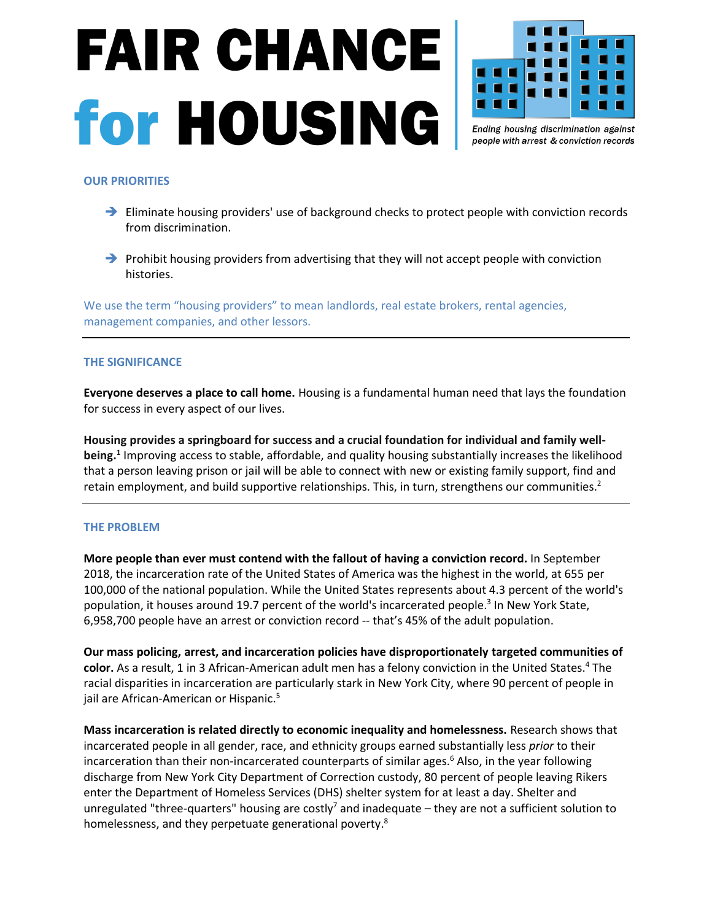# FAIR CHANCE for HOUSING

*Ending housing discrimination against people with arrest & conviction records*

## OUR PRIORITIES

- Eliminate housing providers' use of background checks to protect people with conviction records from discrimination.
- Prohibit housing providers from advertising that they will not accept people with conviction histories.

We use the term "housing providers" to mean landlords, real estate brokers, rental agencies, management companies, and other lessors.

---

## THE SIGNIFICANCE

**Everyone deserves a place to call home.** Housing is a fundamental human need that lays the foundation for success in every aspect of our lives.

**Housing provides a springboard for success and a crucial foundation for individual and family well-being.**[1] Improving access to stable, affordable, and quality housing substantially increases the likelihood that a person leaving prison or jail will be able to connect with new or existing family support, find and retain employment, and build supportive relationships. This, in turn, strengthens our communities.[2]

---

## THE PROBLEM

**More people than ever must contend with the fallout of having a conviction record.** In September 2018, the incarceration rate of the United States of America was the highest in the world, at 655 per 100,000 of the national population. While the United States represents about 4.3 percent of the world's population, it houses around 19.7 percent of the world's incarcerated people.[3] In New York State, 6,958,700 people have an arrest or conviction record -- that's 45% of the adult population.

**Our mass policing, arrest, and incarceration policies have disproportionately targeted communities of color.** As a result, 1 in 3 African-American adult men has a felony conviction in the United States.[4] The racial disparities in incarceration are particularly stark in New York City, where 90 percent of people in jail are African-American or Hispanic.[5]

**Mass incarceration is related directly to economic inequality and homelessness.** Research shows that incarcerated people in all gender, race, and ethnicity groups earned substantially less *prior* to their incarceration than their non-incarcerated counterparts of similar ages.[6] Also, in the year following discharge from New York City Department of Correction custody, 80 percent of people leaving Rikers enter the Department of Homeless Services (DHS) shelter system for at least a day. Shelter and unregulated "three-quarters" housing are costly[7] and inadequate – they are not a sufficient solution to homelessness, and they perpetuate generational poverty.[8]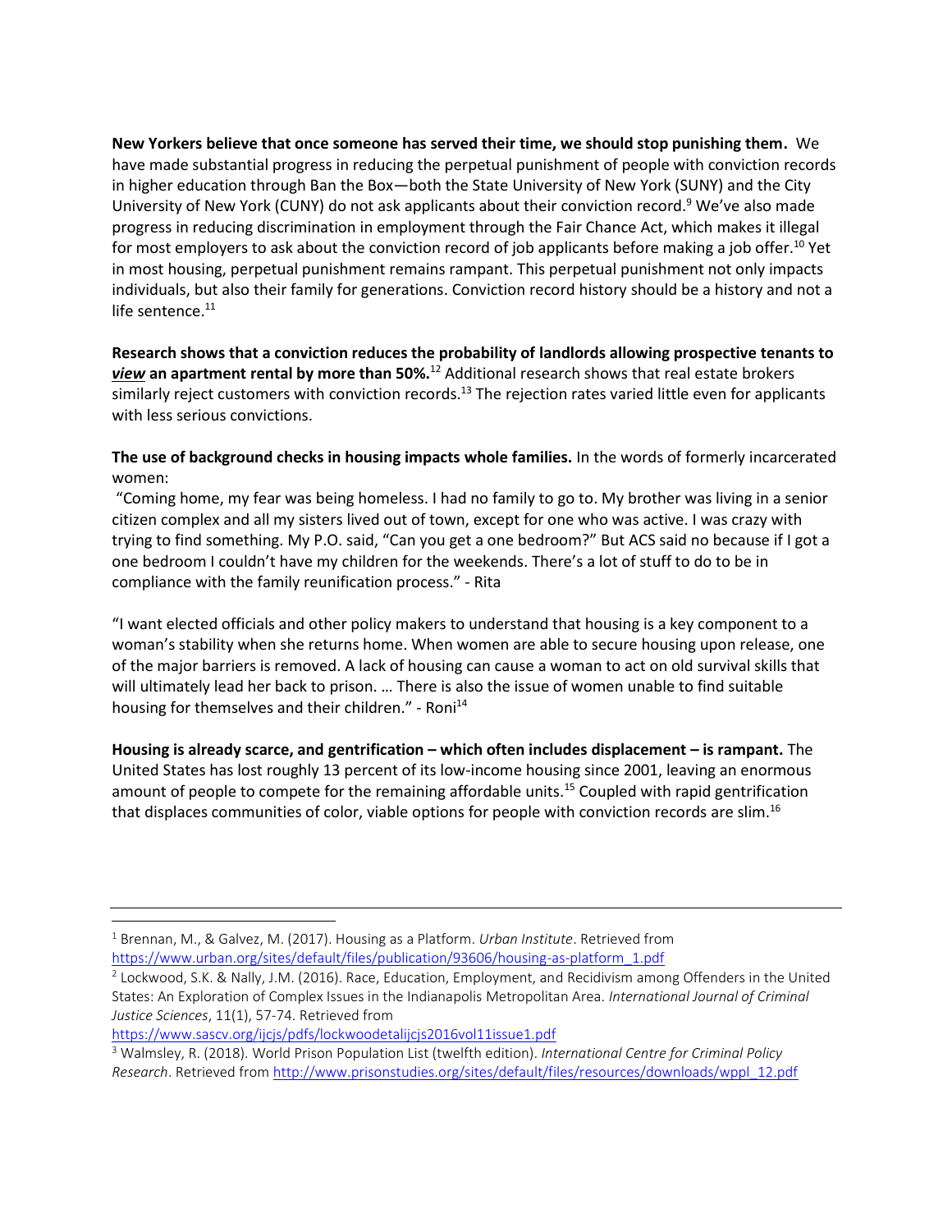**New Yorkers believe that once someone has served their time, we should stop punishing them.** We have made substantial progress in reducing the perpetual punishment of people with conviction records in higher education through Ban the Box—both the State University of New York (SUNY) and the City University of New York (CUNY) do not ask applicants about their conviction record.[9] We've also made progress in reducing discrimination in employment through the Fair Chance Act, which makes it illegal for most employers to ask about the conviction record of job applicants before making a job offer.[10] Yet in most housing, perpetual punishment remains rampant. This perpetual punishment not only impacts individuals, but also their family for generations. Conviction record history should be a history and not a life sentence.[11]

**Research shows that a conviction reduces the probability of landlords allowing prospective tenants to *view* an apartment rental by more than 50%.**[12] Additional research shows that real estate brokers similarly reject customers with conviction records.[13] The rejection rates varied little even for applicants with less serious convictions.

**The use of background checks in housing impacts whole families.** In the words of formerly incarcerated women:

"Coming home, my fear was being homeless. I had no family to go to. My brother was living in a senior citizen complex and all my sisters lived out of town, except for one who was active. I was crazy with trying to find something. My P.O. said, "Can you get a one bedroom?" But ACS said no because if I got a one bedroom I couldn't have my children for the weekends. There's a lot of stuff to do to be in compliance with the family reunification process." - Rita

"I want elected officials and other policy makers to understand that housing is a key component to a woman's stability when she returns home. When women are able to secure housing upon release, one of the major barriers is removed. A lack of housing can cause a woman to act on old survival skills that will ultimately lead her back to prison. … There is also the issue of women unable to find suitable housing for themselves and their children." - Roni[14]

**Housing is already scarce, and gentrification – which often includes displacement – is rampant.** The United States has lost roughly 13 percent of its low-income housing since 2001, leaving an enormous amount of people to compete for the remaining affordable units.[15] Coupled with rapid gentrification that displaces communities of color, viable options for people with conviction records are slim.[16]

---

[1] Brennan, M., & Galvez, M. (2017). Housing as a Platform. *Urban Institute*. Retrieved from https://www.urban.org/sites/default/files/publication/93606/housing-as-platform_1.pdf

[2] Lockwood, S.K. & Nally, J.M. (2016). Race, Education, Employment, and Recidivism among Offenders in the United States: An Exploration of Complex Issues in the Indianapolis Metropolitan Area. *International Journal of Criminal Justice Sciences*, 11(1), 57-74. Retrieved from https://www.sascv.org/ijcjs/pdfs/lockwoodetalijcjs2016vol11issue1.pdf

[3] Walmsley, R. (2018). World Prison Population List (twelfth edition). *International Centre for Criminal Policy Research*. Retrieved from http://www.prisonstudies.org/sites/default/files/resources/downloads/wppl_12.pdf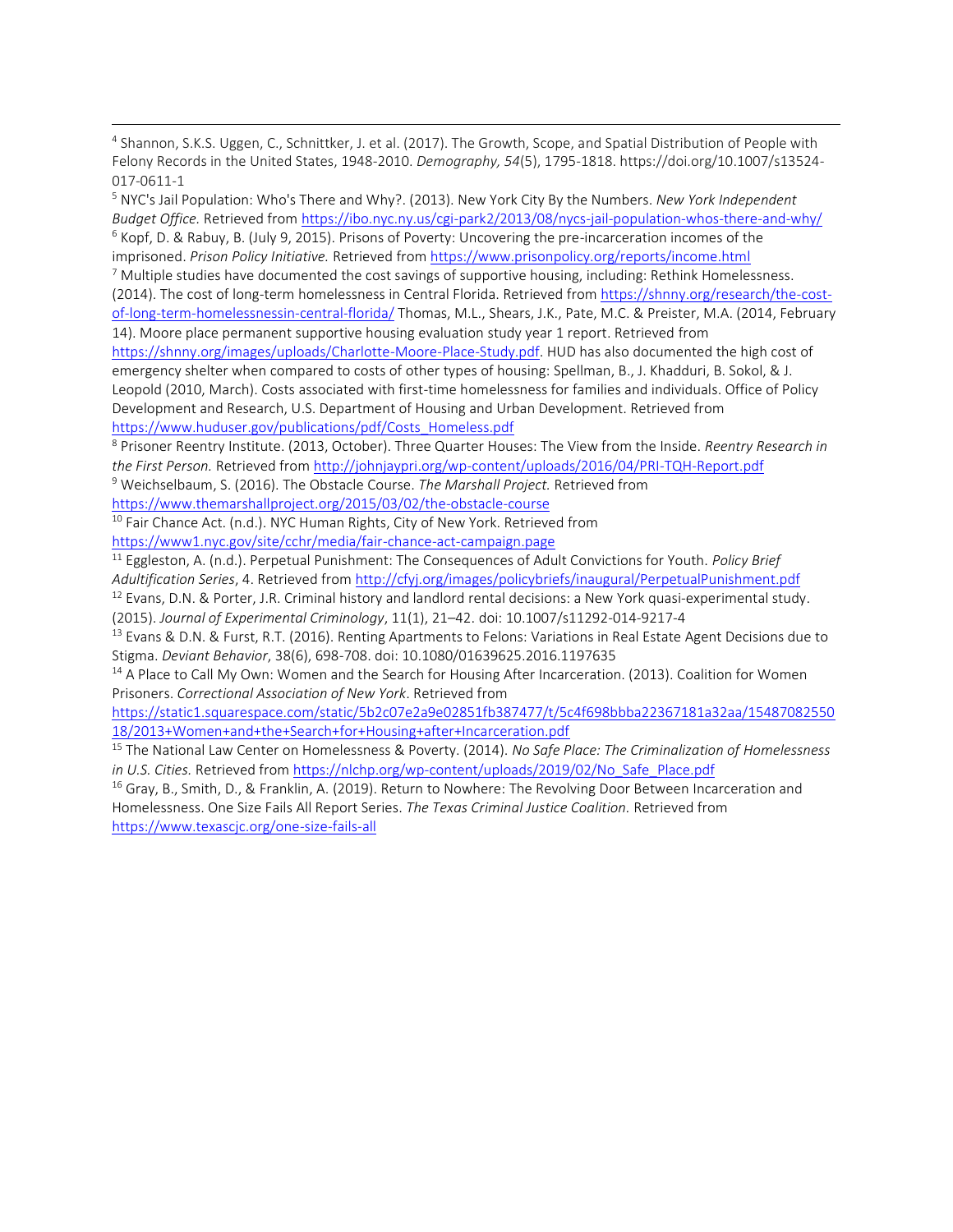[4] Shannon, S.K.S. Uggen, C., Schnittker, J. et al. (2017). The Growth, Scope, and Spatial Distribution of People with Felony Records in the United States, 1948-2010. *Demography, 54*(5), 1795-1818. https://doi.org/10.1007/s13524-017-0611-1

[5] NYC's Jail Population: Who's There and Why?. (2013). New York City By the Numbers. *New York Independent Budget Office.* Retrieved from https://ibo.nyc.ny.us/cgi-park2/2013/08/nycs-jail-population-whos-there-and-why/

[6] Kopf, D. & Rabuy, B. (July 9, 2015). Prisons of Poverty: Uncovering the pre-incarceration incomes of the imprisoned. *Prison Policy Initiative.* Retrieved from https://www.prisonpolicy.org/reports/income.html

[7] Multiple studies have documented the cost savings of supportive housing, including: Rethink Homelessness. (2014). The cost of long-term homelessness in Central Florida. Retrieved from https://shnny.org/research/the-cost-of-long-term-homelessnessin-central-florida/ Thomas, M.L., Shears, J.K., Pate, M.C. & Preister, M.A. (2014, February 14). Moore place permanent supportive housing evaluation study year 1 report. Retrieved from https://shnny.org/images/uploads/Charlotte-Moore-Place-Study.pdf. HUD has also documented the high cost of emergency shelter when compared to costs of other types of housing: Spellman, B., J. Khadduri, B. Sokol, & J. Leopold (2010, March). Costs associated with first-time homelessness for families and individuals. Office of Policy Development and Research, U.S. Department of Housing and Urban Development. Retrieved from https://www.huduser.gov/publications/pdf/Costs_Homeless.pdf

[8] Prisoner Reentry Institute. (2013, October). Three Quarter Houses: The View from the Inside. *Reentry Research in the First Person.* Retrieved from http://johnjaypri.org/wp-content/uploads/2016/04/PRI-TQH-Report.pdf

[9] Weichselbaum, S. (2016). The Obstacle Course. *The Marshall Project.* Retrieved from https://www.themarshallproject.org/2015/03/02/the-obstacle-course

[10] Fair Chance Act. (n.d.). NYC Human Rights, City of New York. Retrieved from https://www1.nyc.gov/site/cchr/media/fair-chance-act-campaign.page

[11] Eggleston, A. (n.d.). Perpetual Punishment: The Consequences of Adult Convictions for Youth. *Policy Brief Adultification Series*, 4. Retrieved from http://cfyj.org/images/policybriefs/inaugural/PerpetualPunishment.pdf

[12] Evans, D.N. & Porter, J.R. Criminal history and landlord rental decisions: a New York quasi-experimental study. (2015). *Journal of Experimental Criminology*, 11(1), 21–42. doi: 10.1007/s11292-014-9217-4

[13] Evans & D.N. & Furst, R.T. (2016). Renting Apartments to Felons: Variations in Real Estate Agent Decisions due to Stigma. *Deviant Behavior*, 38(6), 698-708. doi: 10.1080/01639625.2016.1197635

[14] A Place to Call My Own: Women and the Search for Housing After Incarceration. (2013). Coalition for Women Prisoners. *Correctional Association of New York*. Retrieved from https://static1.squarespace.com/static/5b2c07e2a9e02851fb387477/t/5c4f698bbba22367181a32aa/1548708255018/2013+Women+and+the+Search+for+Housing+after+Incarceration.pdf

[15] The National Law Center on Homelessness & Poverty. (2014). *No Safe Place: The Criminalization of Homelessness in U.S. Cities.* Retrieved from https://nlchp.org/wp-content/uploads/2019/02/No_Safe_Place.pdf

[16] Gray, B., Smith, D., & Franklin, A. (2019). Return to Nowhere: The Revolving Door Between Incarceration and Homelessness. One Size Fails All Report Series. *The Texas Criminal Justice Coalition.* Retrieved from https://www.texascjc.org/one-size-fails-all